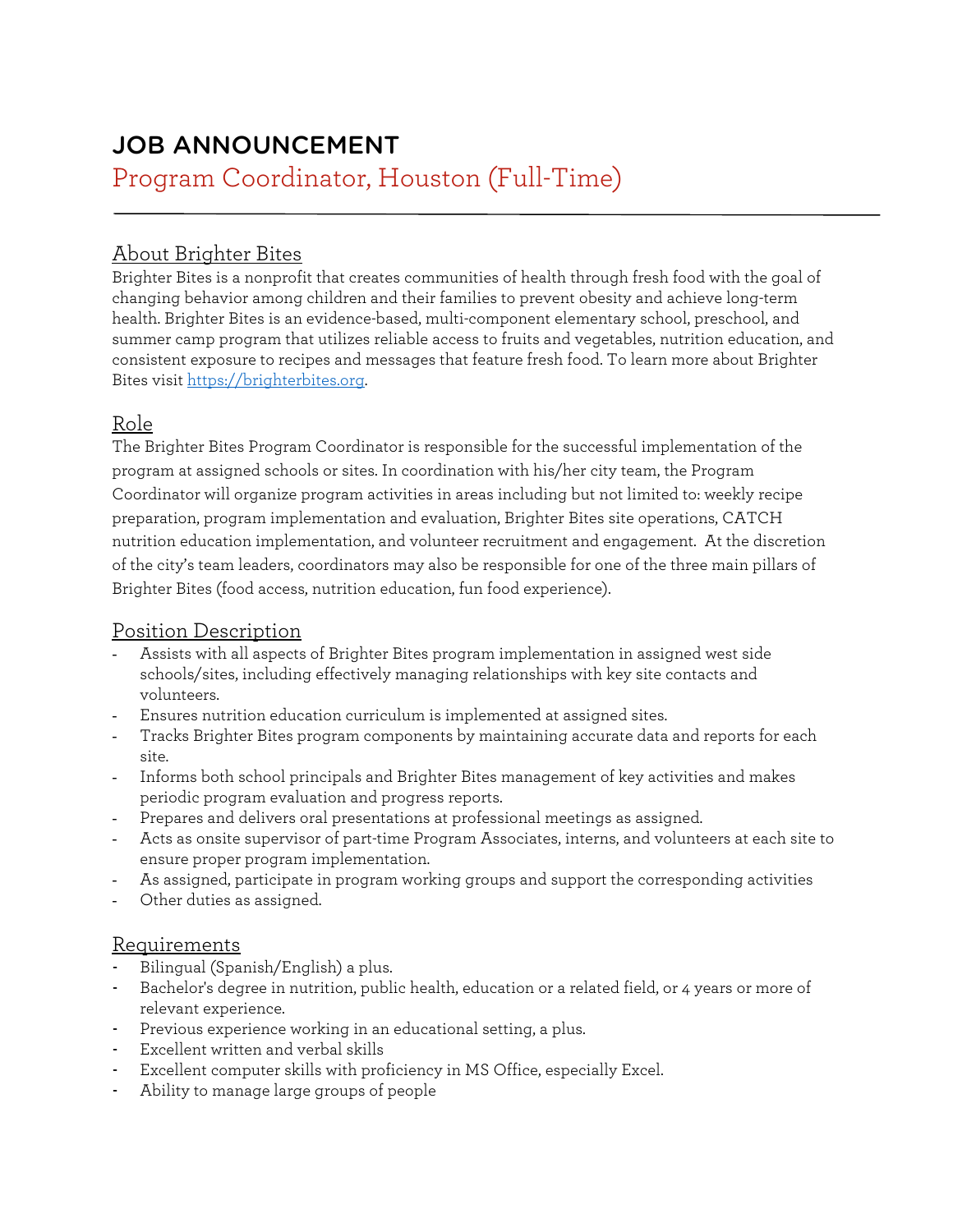# JOB ANNOUNCEMENT

## Program Coordinator, Houston (Full-Time)

---

### About Brighter Bites

Brighter Bites is a nonprofit that creates communities of health through fresh food with the goal of changing behavior among children and their families to prevent obesity and achieve long-term health. Brighter Bites is an evidence-based, multi-component elementary school, preschool, and summer camp program that utilizes reliable access to fruits and vegetables, nutrition education, and consistent exposure to recipes and messages that feature fresh food. To learn more about Brighter Bites visit https://brighterbites.org.

### Role

The Brighter Bites Program Coordinator is responsible for the successful implementation of the program at assigned schools or sites. In coordination with his/her city team, the Program Coordinator will organize program activities in areas including but not limited to: weekly recipe preparation, program implementation and evaluation, Brighter Bites site operations, CATCH nutrition education implementation, and volunteer recruitment and engagement. At the discretion of the city's team leaders, coordinators may also be responsible for one of the three main pillars of Brighter Bites (food access, nutrition education, fun food experience).

### Position Description

- Assists with all aspects of Brighter Bites program implementation in assigned west side schools/sites, including effectively managing relationships with key site contacts and volunteers.
- Ensures nutrition education curriculum is implemented at assigned sites.
- Tracks Brighter Bites program components by maintaining accurate data and reports for each site.
- Informs both school principals and Brighter Bites management of key activities and makes periodic program evaluation and progress reports.
- Prepares and delivers oral presentations at professional meetings as assigned.
- Acts as onsite supervisor of part-time Program Associates, interns, and volunteers at each site to ensure proper program implementation.
- As assigned, participate in program working groups and support the corresponding activities
- Other duties as assigned.

### Requirements

- Bilingual (Spanish/English) a plus.
- Bachelor's degree in nutrition, public health, education or a related field, or 4 years or more of relevant experience.
- Previous experience working in an educational setting, a plus.
- Excellent written and verbal skills
- Excellent computer skills with proficiency in MS Office, especially Excel.
- Ability to manage large groups of people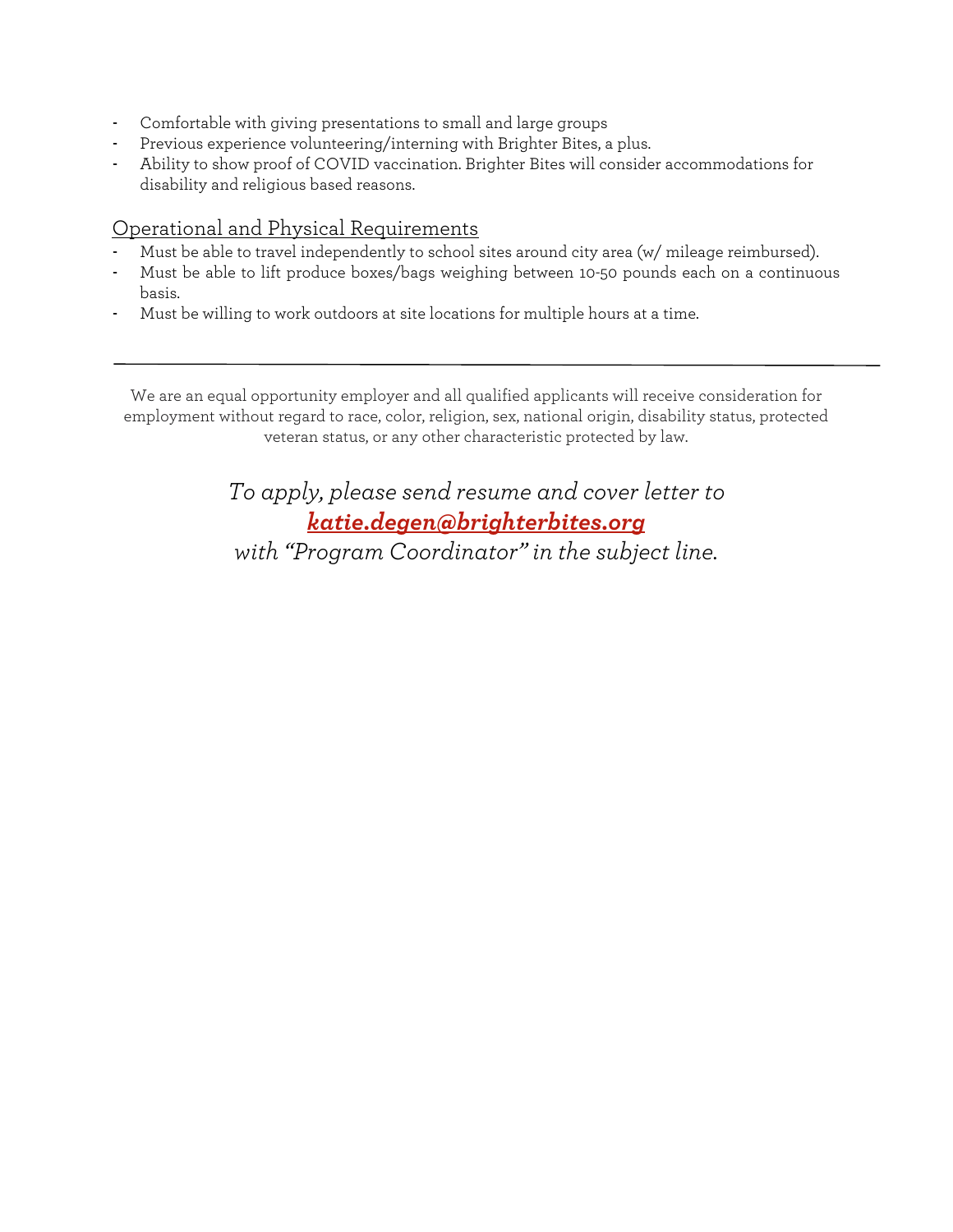- Comfortable with giving presentations to small and large groups
- Previous experience volunteering/interning with Brighter Bites, a plus.
- Ability to show proof of COVID vaccination. Brighter Bites will consider accommodations for disability and religious based reasons.

## Operational and Physical Requirements

- Must be able to travel independently to school sites around city area (w/ mileage reimbursed).
- Must be able to lift produce boxes/bags weighing between 10-50 pounds each on a continuous basis.
- Must be willing to work outdoors at site locations for multiple hours at a time.

---

We are an equal opportunity employer and all qualified applicants will receive consideration for employment without regard to race, color, religion, sex, national origin, disability status, protected veteran status, or any other characteristic protected by law.

*To apply, please send resume and cover letter to*
***katie.degen@brighterbites.org***
*with "Program Coordinator" in the subject line.*